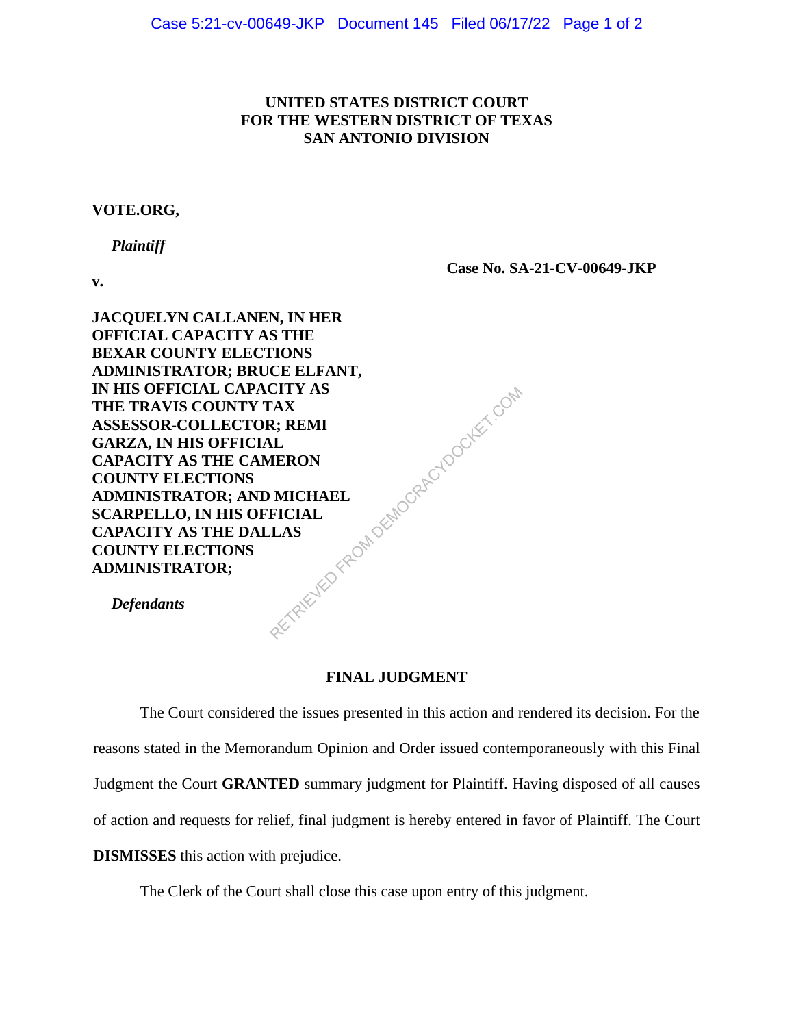**UNITED STATES DISTRICT COURT**
**FOR THE WESTERN DISTRICT OF TEXAS**
**SAN ANTONIO DIVISION**

**VOTE.ORG,**

***Plaintiff***

**v.**

**Case No. SA-21-CV-00649-JKP**

**JACQUELYN CALLANEN, IN HER OFFICIAL CAPACITY AS THE BEXAR COUNTY ELECTIONS ADMINISTRATOR; BRUCE ELFANT, IN HIS OFFICIAL CAPACITY AS THE TRAVIS COUNTY TAX ASSESSOR-COLLECTOR; REMI GARZA, IN HIS OFFICIAL CAPACITY AS THE CAMERON COUNTY ELECTIONS ADMINISTRATOR; AND MICHAEL SCARPELLO, IN HIS OFFICIAL CAPACITY AS THE DALLAS COUNTY ELECTIONS ADMINISTRATOR;**

***Defendants***

**FINAL JUDGMENT**

The Court considered the issues presented in this action and rendered its decision. For the reasons stated in the Memorandum Opinion and Order issued contemporaneously with this Final Judgment the Court **GRANTED** summary judgment for Plaintiff. Having disposed of all causes of action and requests for relief, final judgment is hereby entered in favor of Plaintiff. The Court **DISMISSES** this action with prejudice.

The Clerk of the Court shall close this case upon entry of this judgment.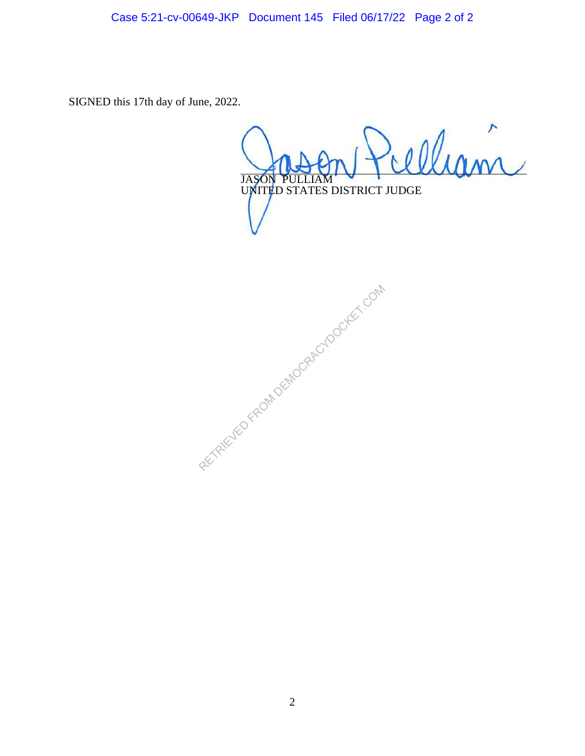SIGNED this 17th day of June, 2022.

JASON PULLIAM
UNITED STATES DISTRICT JUDGE